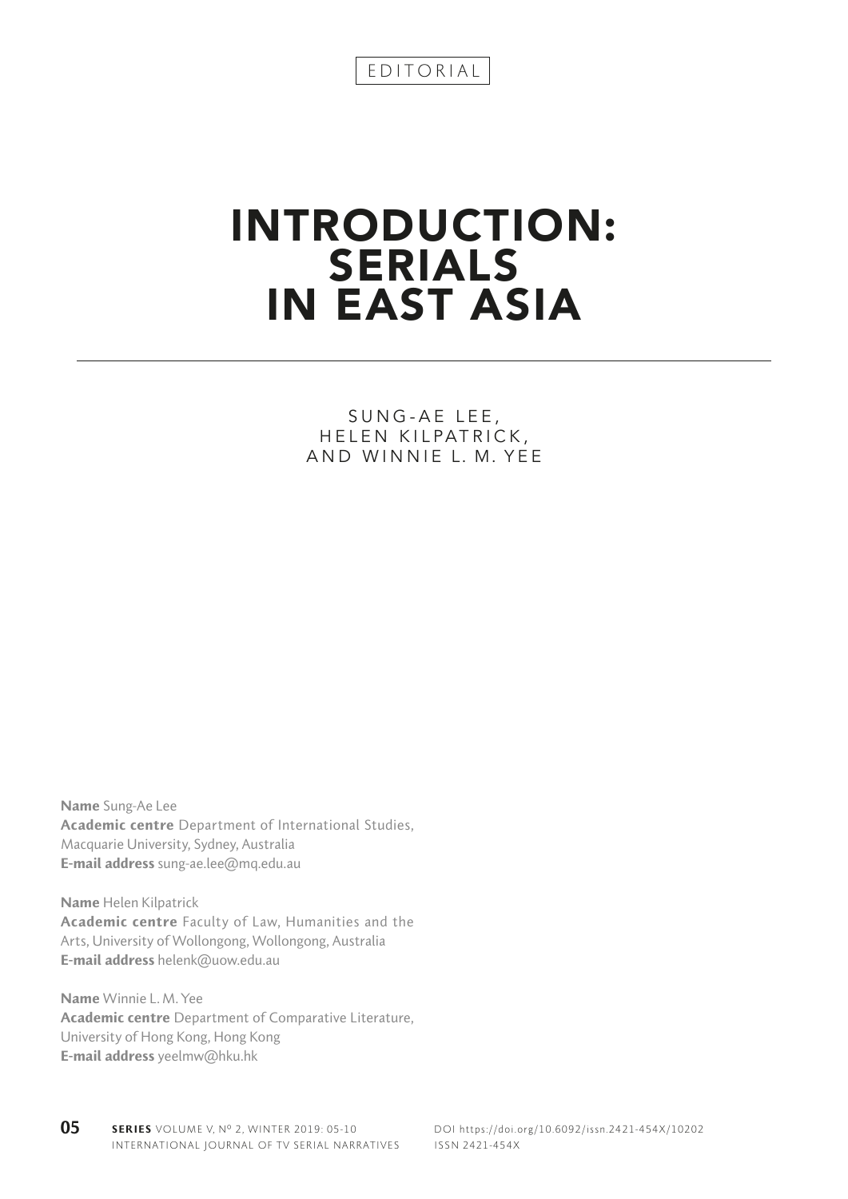EDITORIAL

# INTRODUCTION: SERIALS IN EAST ASIA

SUNG-AE LEE, HELEN KILPATRICK, AND WINNIE L. M. YEE

**Name** Sung-Ae Lee
**Academic centre** Department of International Studies, Macquarie University, Sydney, Australia
**E-mail address** sung-ae.lee@mq.edu.au

**Name** Helen Kilpatrick
**Academic centre** Faculty of Law, Humanities and the Arts, University of Wollongong, Wollongong, Australia
**E-mail address** helenk@uow.edu.au

**Name** Winnie L. M. Yee
**Academic centre** Department of Comparative Literature, University of Hong Kong, Hong Kong
**E-mail address** yeelmw@hku.hk

DOI https://doi.org/10.6092/issn.2421-454X/10202
ISSN 2421-454X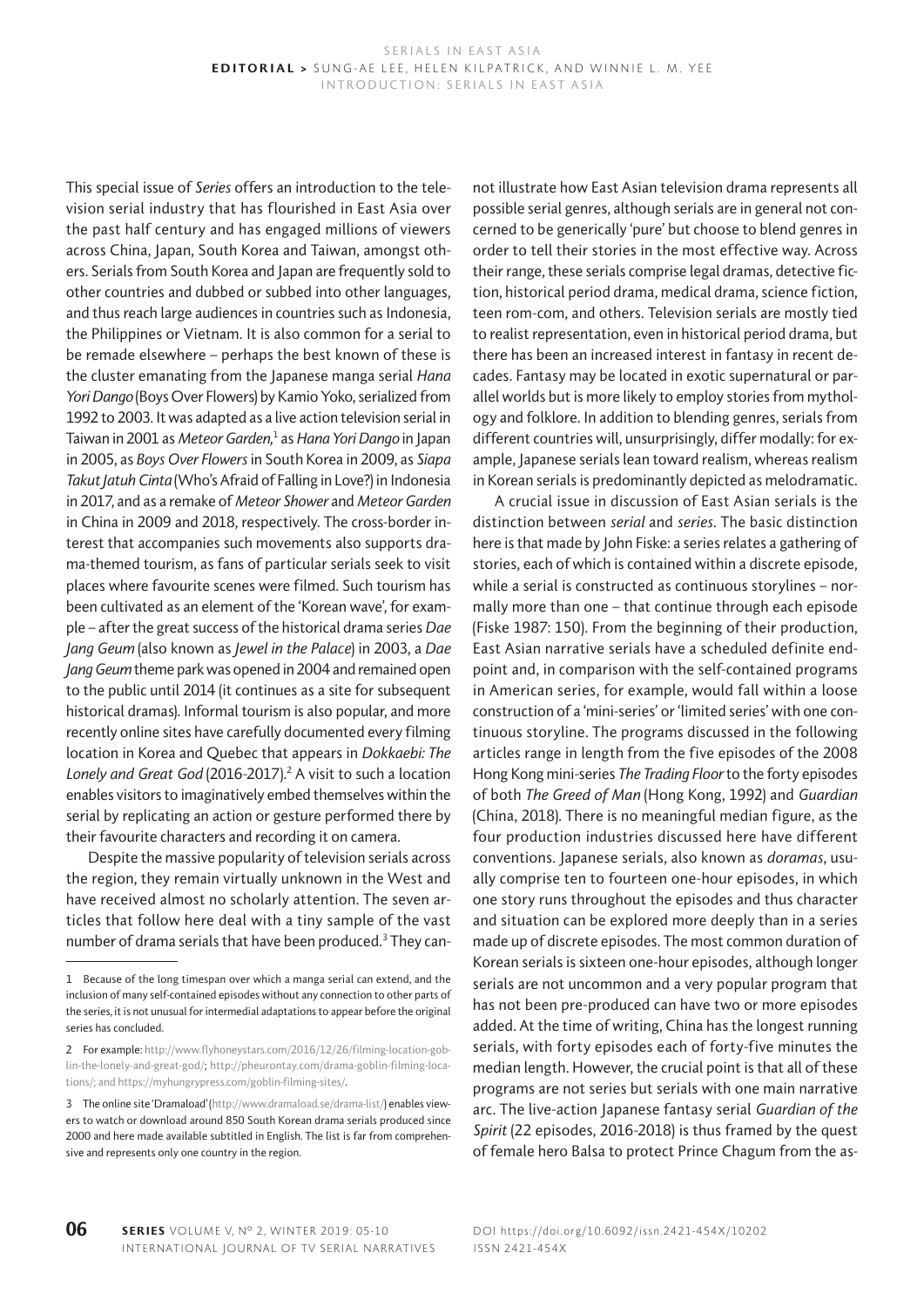This special issue of *Series* offers an introduction to the television serial industry that has flourished in East Asia over the past half century and has engaged millions of viewers across China, Japan, South Korea and Taiwan, amongst others. Serials from South Korea and Japan are frequently sold to other countries and dubbed or subbed into other languages, and thus reach large audiences in countries such as Indonesia, the Philippines or Vietnam. It is also common for a serial to be remade elsewhere – perhaps the best known of these is the cluster emanating from the Japanese manga serial *Hana Yori Dango* (Boys Over Flowers) by Kamio Yoko, serialized from 1992 to 2003. It was adapted as a live action television serial in Taiwan in 2001 as *Meteor Garden*,[1] as *Hana Yori Dango* in Japan in 2005, as *Boys Over Flowers* in South Korea in 2009, as *Siapa Takut Jatuh Cinta* (Who's Afraid of Falling in Love?) in Indonesia in 2017, and as a remake of *Meteor Shower* and *Meteor Garden* in China in 2009 and 2018, respectively. The cross-border interest that accompanies such movements also supports drama-themed tourism, as fans of particular serials seek to visit places where favourite scenes were filmed. Such tourism has been cultivated as an element of the 'Korean wave', for example – after the great success of the historical drama series *Dae Jang Geum* (also known as *Jewel in the Palace*) in 2003, a *Dae Jang Geum* theme park was opened in 2004 and remained open to the public until 2014 (it continues as a site for subsequent historical dramas). Informal tourism is also popular, and more recently online sites have carefully documented every filming location in Korea and Quebec that appears in *Dokkaebi: The Lonely and Great God* (2016-2017).[2] A visit to such a location enables visitors to imaginatively embed themselves within the serial by replicating an action or gesture performed there by their favourite characters and recording it on camera.

Despite the massive popularity of television serials across the region, they remain virtually unknown in the West and have received almost no scholarly attention. The seven articles that follow here deal with a tiny sample of the vast number of drama serials that have been produced.[3] They cannot illustrate how East Asian television drama represents all possible serial genres, although serials are in general not concerned to be generically 'pure' but choose to blend genres in order to tell their stories in the most effective way. Across their range, these serials comprise legal dramas, detective fiction, historical period drama, medical drama, science fiction, teen rom-com, and others. Television serials are mostly tied to realist representation, even in historical period drama, but there has been an increased interest in fantasy in recent decades. Fantasy may be located in exotic supernatural or parallel worlds but is more likely to employ stories from mythology and folklore. In addition to blending genres, serials from different countries will, unsurprisingly, differ modally: for example, Japanese serials lean toward realism, whereas realism in Korean serials is predominantly depicted as melodramatic.

A crucial issue in discussion of East Asian serials is the distinction between *serial* and *series*. The basic distinction here is that made by John Fiske: a series relates a gathering of stories, each of which is contained within a discrete episode, while a serial is constructed as continuous storylines – normally more than one – that continue through each episode (Fiske 1987: 150). From the beginning of their production, East Asian narrative serials have a scheduled definite endpoint and, in comparison with the self-contained programs in American series, for example, would fall within a loose construction of a 'mini-series' or 'limited series' with one continuous storyline. The programs discussed in the following articles range in length from the five episodes of the 2008 Hong Kong mini-series *The Trading Floor* to the forty episodes of both *The Greed of Man* (Hong Kong, 1992) and *Guardian* (China, 2018). There is no meaningful median figure, as the four production industries discussed here have different conventions. Japanese serials, also known as *doramas*, usually comprise ten to fourteen one-hour episodes, in which one story runs throughout the episodes and thus character and situation can be explored more deeply than in a series made up of discrete episodes. The most common duration of Korean serials is sixteen one-hour episodes, although longer serials are not uncommon and a very popular program that has not been pre-produced can have two or more episodes added. At the time of writing, China has the longest running serials, with forty episodes each of forty-five minutes the median length. However, the crucial point is that all of these programs are not series but serials with one main narrative arc. The live-action Japanese fantasy serial *Guardian of the Spirit* (22 episodes, 2016-2018) is thus framed by the quest of female hero Balsa to protect Prince Chagum from the as-

---

1 Because of the long timespan over which a manga serial can extend, and the inclusion of many self-contained episodes without any connection to other parts of the series, it is not unusual for intermedial adaptations to appear before the original series has concluded.

2 For example: http://www.flyhoneystars.com/2016/12/26/filming-location-goblin-the-lonely-and-great-god/; http://pheurontay.com/drama-goblin-filming-locations/; and https://myhungrypress.com/goblin-filming-sites/.

3 The online site 'Dramaload' (http://www.dramaload.se/drama-list/) enables viewers to watch or download around 850 South Korean drama serials produced since 2000 and here made available subtitled in English. The list is far from comprehensive and represents only one country in the region.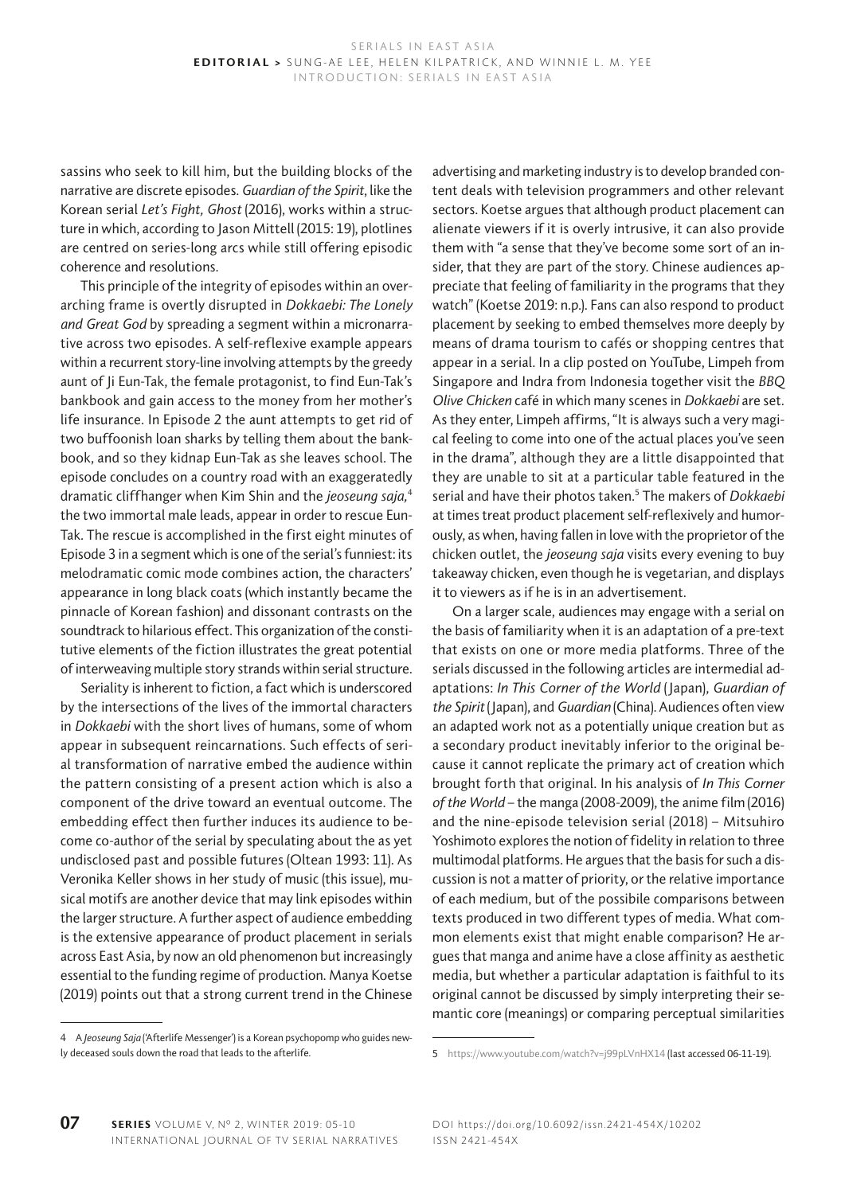sassins who seek to kill him, but the building blocks of the narrative are discrete episodes. *Guardian of the Spirit*, like the Korean serial *Let's Fight, Ghost* (2016), works within a structure in which, according to Jason Mittell (2015: 19), plotlines are centred on series-long arcs while still offering episodic coherence and resolutions.

This principle of the integrity of episodes within an overarching frame is overtly disrupted in *Dokkaebi: The Lonely and Great God* by spreading a segment within a micronarrative across two episodes. A self-reflexive example appears within a recurrent story-line involving attempts by the greedy aunt of Ji Eun-Tak, the female protagonist, to find Eun-Tak's bankbook and gain access to the money from her mother's life insurance. In Episode 2 the aunt attempts to get rid of two buffoonish loan sharks by telling them about the bankbook, and so they kidnap Eun-Tak as she leaves school. The episode concludes on a country road with an exaggeratedly dramatic cliffhanger when Kim Shin and the *jeoseung saja,*[4] the two immortal male leads, appear in order to rescue Eun-Tak. The rescue is accomplished in the first eight minutes of Episode 3 in a segment which is one of the serial's funniest: its melodramatic comic mode combines action, the characters' appearance in long black coats (which instantly became the pinnacle of Korean fashion) and dissonant contrasts on the soundtrack to hilarious effect. This organization of the constitutive elements of the fiction illustrates the great potential of interweaving multiple story strands within serial structure.

Seriality is inherent to fiction, a fact which is underscored by the intersections of the lives of the immortal characters in *Dokkaebi* with the short lives of humans, some of whom appear in subsequent reincarnations. Such effects of serial transformation of narrative embed the audience within the pattern consisting of a present action which is also a component of the drive toward an eventual outcome. The embedding effect then further induces its audience to become co-author of the serial by speculating about the as yet undisclosed past and possible futures (Oltean 1993: 11). As Veronika Keller shows in her study of music (this issue), musical motifs are another device that may link episodes within the larger structure. A further aspect of audience embedding is the extensive appearance of product placement in serials across East Asia, by now an old phenomenon but increasingly essential to the funding regime of production. Manya Koetse (2019) points out that a strong current trend in the Chinese advertising and marketing industry is to develop branded content deals with television programmers and other relevant sectors. Koetse argues that although product placement can alienate viewers if it is overly intrusive, it can also provide them with "a sense that they've become some sort of an insider, that they are part of the story. Chinese audiences appreciate that feeling of familiarity in the programs that they watch" (Koetse 2019: n.p.). Fans can also respond to product placement by seeking to embed themselves more deeply by means of drama tourism to cafés or shopping centres that appear in a serial. In a clip posted on YouTube, Limpeh from Singapore and Indra from Indonesia together visit the *BBQ Olive Chicken* café in which many scenes in *Dokkaebi* are set. As they enter, Limpeh affirms, "It is always such a very magical feeling to come into one of the actual places you've seen in the drama", although they are a little disappointed that they are unable to sit at a particular table featured in the serial and have their photos taken.[5] The makers of *Dokkaebi* at times treat product placement self-reflexively and humorously, as when, having fallen in love with the proprietor of the chicken outlet, the *jeoseung saja* visits every evening to buy takeaway chicken, even though he is vegetarian, and displays it to viewers as if he is in an advertisement.

On a larger scale, audiences may engage with a serial on the basis of familiarity when it is an adaptation of a pre-text that exists on one or more media platforms. Three of the serials discussed in the following articles are intermedial adaptations: *In This Corner of the World* (Japan), *Guardian of the Spirit* (Japan), and *Guardian* (China). Audiences often view an adapted work not as a potentially unique creation but as a secondary product inevitably inferior to the original because it cannot replicate the primary act of creation which brought forth that original. In his analysis of *In This Corner of the World* – the manga (2008-2009), the anime film (2016) and the nine-episode television serial (2018) – Mitsuhiro Yoshimoto explores the notion of fidelity in relation to three multimodal platforms. He argues that the basis for such a discussion is not a matter of priority, or the relative importance of each medium, but of the possibile comparisons between texts produced in two different types of media. What common elements exist that might enable comparison? He argues that manga and anime have a close affinity as aesthetic media, but whether a particular adaptation is faithful to its original cannot be discussed by simply interpreting their semantic core (meanings) or comparing perceptual similarities

---

4 A *Jeoseung Saja* ('Afterlife Messenger') is a Korean psychopomp who guides newly deceased souls down the road that leads to the afterlife.

5 https://www.youtube.com/watch?v=j99pLVnHX14 (last accessed 06-11-19).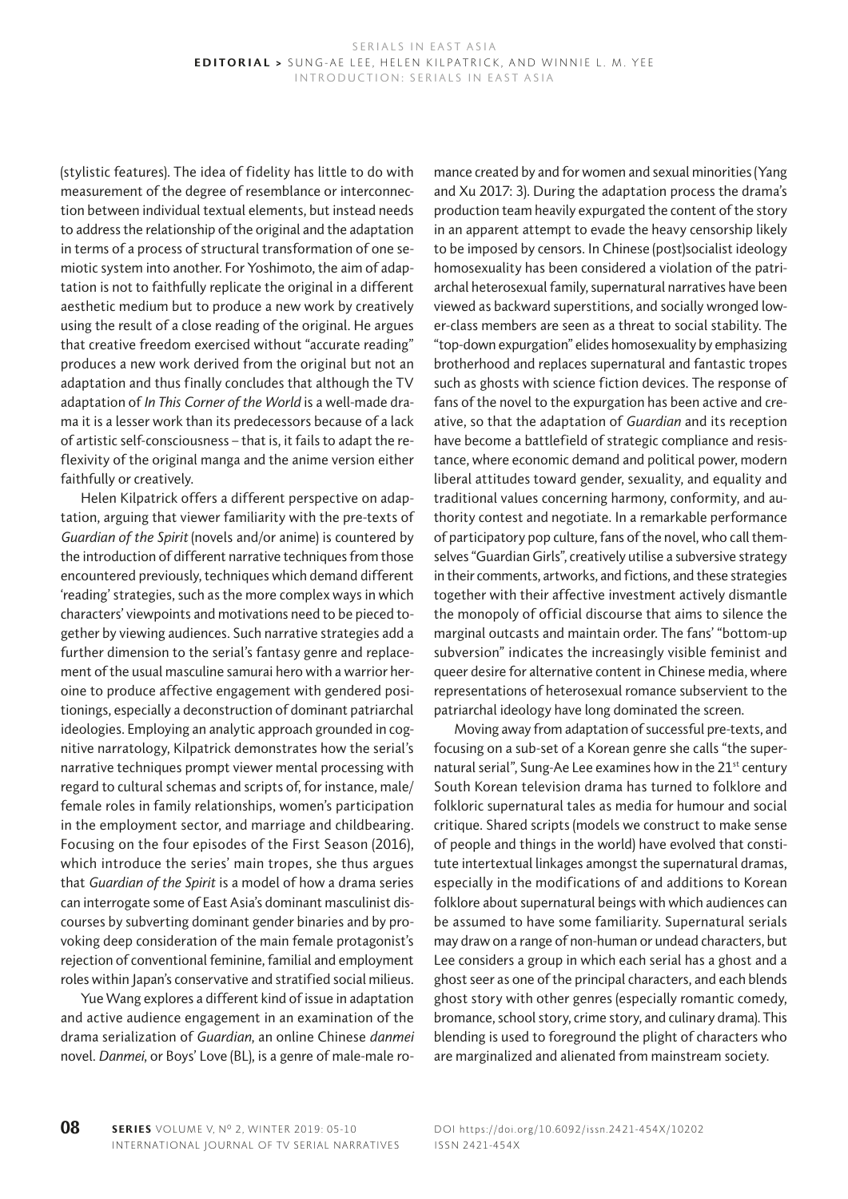(stylistic features). The idea of fidelity has little to do with measurement of the degree of resemblance or interconnection between individual textual elements, but instead needs to address the relationship of the original and the adaptation in terms of a process of structural transformation of one semiotic system into another. For Yoshimoto, the aim of adaptation is not to faithfully replicate the original in a different aesthetic medium but to produce a new work by creatively using the result of a close reading of the original. He argues that creative freedom exercised without "accurate reading" produces a new work derived from the original but not an adaptation and thus finally concludes that although the TV adaptation of *In This Corner of the World* is a well-made drama it is a lesser work than its predecessors because of a lack of artistic self-consciousness – that is, it fails to adapt the reflexivity of the original manga and the anime version either faithfully or creatively.

Helen Kilpatrick offers a different perspective on adaptation, arguing that viewer familiarity with the pre-texts of *Guardian of the Spirit* (novels and/or anime) is countered by the introduction of different narrative techniques from those encountered previously, techniques which demand different 'reading' strategies, such as the more complex ways in which characters' viewpoints and motivations need to be pieced together by viewing audiences. Such narrative strategies add a further dimension to the serial's fantasy genre and replacement of the usual masculine samurai hero with a warrior heroine to produce affective engagement with gendered positionings, especially a deconstruction of dominant patriarchal ideologies. Employing an analytic approach grounded in cognitive narratology, Kilpatrick demonstrates how the serial's narrative techniques prompt viewer mental processing with regard to cultural schemas and scripts of, for instance, male/female roles in family relationships, women's participation in the employment sector, and marriage and childbearing. Focusing on the four episodes of the First Season (2016), which introduce the series' main tropes, she thus argues that *Guardian of the Spirit* is a model of how a drama series can interrogate some of East Asia's dominant masculinist discourses by subverting dominant gender binaries and by provoking deep consideration of the main female protagonist's rejection of conventional feminine, familial and employment roles within Japan's conservative and stratified social milieus.

Yue Wang explores a different kind of issue in adaptation and active audience engagement in an examination of the drama serialization of *Guardian*, an online Chinese *danmei* novel. *Danmei*, or Boys' Love (BL), is a genre of male-male romance created by and for women and sexual minorities (Yang and Xu 2017: 3). During the adaptation process the drama's production team heavily expurgated the content of the story in an apparent attempt to evade the heavy censorship likely to be imposed by censors. In Chinese (post)socialist ideology homosexuality has been considered a violation of the patriarchal heterosexual family, supernatural narratives have been viewed as backward superstitions, and socially wronged lower-class members are seen as a threat to social stability. The "top-down expurgation" elides homosexuality by emphasizing brotherhood and replaces supernatural and fantastic tropes such as ghosts with science fiction devices. The response of fans of the novel to the expurgation has been active and creative, so that the adaptation of *Guardian* and its reception have become a battlefield of strategic compliance and resistance, where economic demand and political power, modern liberal attitudes toward gender, sexuality, and equality and traditional values concerning harmony, conformity, and authority contest and negotiate. In a remarkable performance of participatory pop culture, fans of the novel, who call themselves "Guardian Girls", creatively utilise a subversive strategy in their comments, artworks, and fictions, and these strategies together with their affective investment actively dismantle the monopoly of official discourse that aims to silence the marginal outcasts and maintain order. The fans' "bottom-up subversion" indicates the increasingly visible feminist and queer desire for alternative content in Chinese media, where representations of heterosexual romance subservient to the patriarchal ideology have long dominated the screen.

Moving away from adaptation of successful pre-texts, and focusing on a sub-set of a Korean genre she calls "the supernatural serial", Sung-Ae Lee examines how in the 21st century South Korean television drama has turned to folklore and folkloric supernatural tales as media for humour and social critique. Shared scripts (models we construct to make sense of people and things in the world) have evolved that constitute intertextual linkages amongst the supernatural dramas, especially in the modifications of and additions to Korean folklore about supernatural beings with which audiences can be assumed to have some familiarity. Supernatural serials may draw on a range of non-human or undead characters, but Lee considers a group in which each serial has a ghost and a ghost seer as one of the principal characters, and each blends ghost story with other genres (especially romantic comedy, bromance, school story, crime story, and culinary drama). This blending is used to foreground the plight of characters who are marginalized and alienated from mainstream society.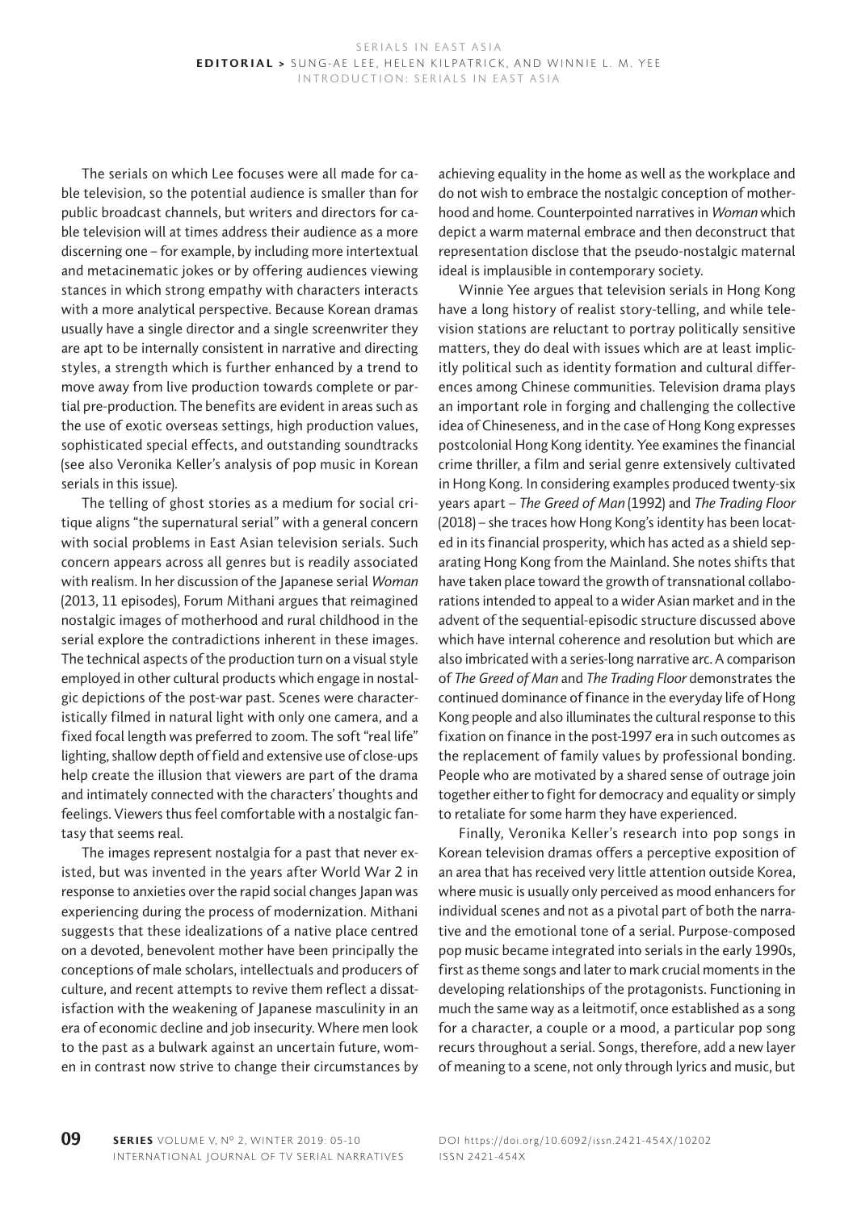The serials on which Lee focuses were all made for cable television, so the potential audience is smaller than for public broadcast channels, but writers and directors for cable television will at times address their audience as a more discerning one – for example, by including more intertextual and metacinematic jokes or by offering audiences viewing stances in which strong empathy with characters interacts with a more analytical perspective. Because Korean dramas usually have a single director and a single screenwriter they are apt to be internally consistent in narrative and directing styles, a strength which is further enhanced by a trend to move away from live production towards complete or partial pre-production. The benefits are evident in areas such as the use of exotic overseas settings, high production values, sophisticated special effects, and outstanding soundtracks (see also Veronika Keller's analysis of pop music in Korean serials in this issue).

The telling of ghost stories as a medium for social critique aligns "the supernatural serial" with a general concern with social problems in East Asian television serials. Such concern appears across all genres but is readily associated with realism. In her discussion of the Japanese serial *Woman* (2013, 11 episodes), Forum Mithani argues that reimagined nostalgic images of motherhood and rural childhood in the serial explore the contradictions inherent in these images. The technical aspects of the production turn on a visual style employed in other cultural products which engage in nostalgic depictions of the post-war past. Scenes were characteristically filmed in natural light with only one camera, and a fixed focal length was preferred to zoom. The soft "real life" lighting, shallow depth of field and extensive use of close-ups help create the illusion that viewers are part of the drama and intimately connected with the characters' thoughts and feelings. Viewers thus feel comfortable with a nostalgic fantasy that seems real.

The images represent nostalgia for a past that never existed, but was invented in the years after World War 2 in response to anxieties over the rapid social changes Japan was experiencing during the process of modernization. Mithani suggests that these idealizations of a native place centred on a devoted, benevolent mother have been principally the conceptions of male scholars, intellectuals and producers of culture, and recent attempts to revive them reflect a dissatisfaction with the weakening of Japanese masculinity in an era of economic decline and job insecurity. Where men look to the past as a bulwark against an uncertain future, women in contrast now strive to change their circumstances by achieving equality in the home as well as the workplace and do not wish to embrace the nostalgic conception of motherhood and home. Counterpointed narratives in *Woman* which depict a warm maternal embrace and then deconstruct that representation disclose that the pseudo-nostalgic maternal ideal is implausible in contemporary society.

Winnie Yee argues that television serials in Hong Kong have a long history of realist story-telling, and while television stations are reluctant to portray politically sensitive matters, they do deal with issues which are at least implicitly political such as identity formation and cultural differences among Chinese communities. Television drama plays an important role in forging and challenging the collective idea of Chineseness, and in the case of Hong Kong expresses postcolonial Hong Kong identity. Yee examines the financial crime thriller, a film and serial genre extensively cultivated in Hong Kong. In considering examples produced twenty-six years apart – *The Greed of Man* (1992) and *The Trading Floor* (2018) – she traces how Hong Kong's identity has been located in its financial prosperity, which has acted as a shield separating Hong Kong from the Mainland. She notes shifts that have taken place toward the growth of transnational collaborations intended to appeal to a wider Asian market and in the advent of the sequential-episodic structure discussed above which have internal coherence and resolution but which are also imbricated with a series-long narrative arc. A comparison of *The Greed of Man* and *The Trading Floor* demonstrates the continued dominance of finance in the everyday life of Hong Kong people and also illuminates the cultural response to this fixation on finance in the post-1997 era in such outcomes as the replacement of family values by professional bonding. People who are motivated by a shared sense of outrage join together either to fight for democracy and equality or simply to retaliate for some harm they have experienced.

Finally, Veronika Keller's research into pop songs in Korean television dramas offers a perceptive exposition of an area that has received very little attention outside Korea, where music is usually only perceived as mood enhancers for individual scenes and not as a pivotal part of both the narrative and the emotional tone of a serial. Purpose-composed pop music became integrated into serials in the early 1990s, first as theme songs and later to mark crucial moments in the developing relationships of the protagonists. Functioning in much the same way as a leitmotif, once established as a song for a character, a couple or a mood, a particular pop song recurs throughout a serial. Songs, therefore, add a new layer of meaning to a scene, not only through lyrics and music, but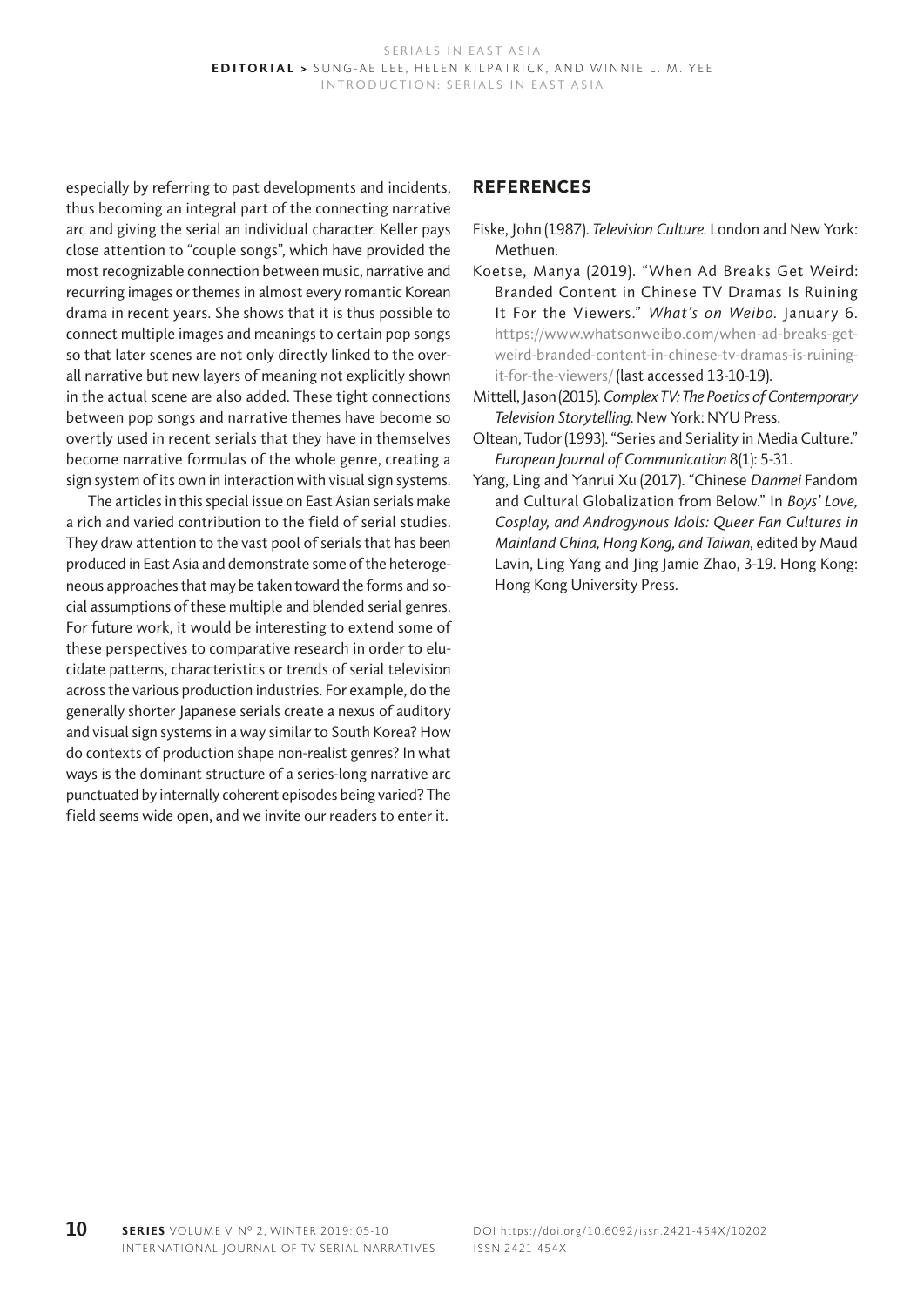especially by referring to past developments and incidents, thus becoming an integral part of the connecting narrative arc and giving the serial an individual character. Keller pays close attention to "couple songs", which have provided the most recognizable connection between music, narrative and recurring images or themes in almost every romantic Korean drama in recent years. She shows that it is thus possible to connect multiple images and meanings to certain pop songs so that later scenes are not only directly linked to the overall narrative but new layers of meaning not explicitly shown in the actual scene are also added. These tight connections between pop songs and narrative themes have become so overtly used in recent serials that they have in themselves become narrative formulas of the whole genre, creating a sign system of its own in interaction with visual sign systems.

The articles in this special issue on East Asian serials make a rich and varied contribution to the field of serial studies. They draw attention to the vast pool of serials that has been produced in East Asia and demonstrate some of the heterogeneous approaches that may be taken toward the forms and social assumptions of these multiple and blended serial genres. For future work, it would be interesting to extend some of these perspectives to comparative research in order to elucidate patterns, characteristics or trends of serial television across the various production industries. For example, do the generally shorter Japanese serials create a nexus of auditory and visual sign systems in a way similar to South Korea? How do contexts of production shape non-realist genres? In what ways is the dominant structure of a series-long narrative arc punctuated by internally coherent episodes being varied? The field seems wide open, and we invite our readers to enter it.

## REFERENCES

Fiske, John (1987). *Television Culture*. London and New York: Methuen.

Koetse, Manya (2019). "When Ad Breaks Get Weird: Branded Content in Chinese TV Dramas Is Ruining It For the Viewers." *What's on Weibo*. January 6. https://www.whatsonweibo.com/when-ad-breaks-get-weird-branded-content-in-chinese-tv-dramas-is-ruining-it-for-the-viewers/ (last accessed 13-10-19).

Mittell, Jason (2015). *Complex TV: The Poetics of Contemporary Television Storytelling*. New York: NYU Press.

Oltean, Tudor (1993). "Series and Seriality in Media Culture." *European Journal of Communication* 8(1): 5-31.

Yang, Ling and Yanrui Xu (2017). "Chinese *Danmei* Fandom and Cultural Globalization from Below." In *Boys' Love, Cosplay, and Androgynous Idols: Queer Fan Cultures in Mainland China, Hong Kong, and Taiwan*, edited by Maud Lavin, Ling Yang and Jing Jamie Zhao, 3-19. Hong Kong: Hong Kong University Press.